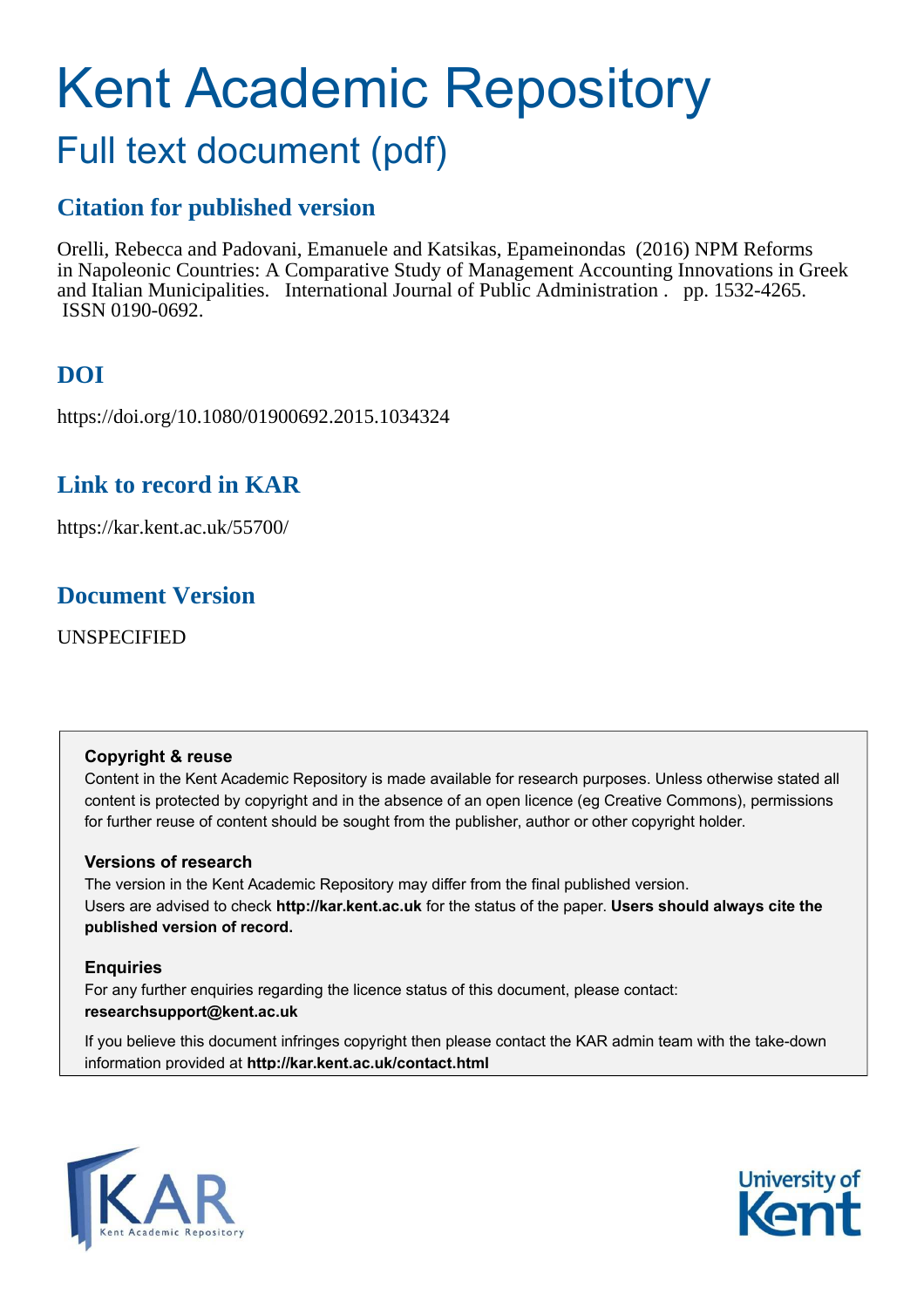# Kent Academic Repository

## Full text document (pdf)

### Citation for published version

Orelli, Rebecca and Padovani, Emanuele and Katsikas, Epameinondas (2016) NPM Reforms in Napoleonic Countries: A Comparative Study of Management Accounting Innovations in Greek and Italian Municipalities. International Journal of Public Administration . pp. 1532-4265. ISSN 0190-0692.

### DOI

https://doi.org/10.1080/01900692.2015.1034324

### Link to record in KAR

https://kar.kent.ac.uk/55700/

### Document Version

UNSPECIFIED

**Copyright & reuse**

Content in the Kent Academic Repository is made available for research purposes. Unless otherwise stated all content is protected by copyright and in the absence of an open licence (eg Creative Commons), permissions for further reuse of content should be sought from the publisher, author or other copyright holder.

**Versions of research**

The version in the Kent Academic Repository may differ from the final published version.
Users are advised to check **http://kar.kent.ac.uk** for the status of the paper. **Users should always cite the published version of record.**

**Enquiries**

For any further enquiries regarding the licence status of this document, please contact:
**researchsupport@kent.ac.uk**

If you believe this document infringes copyright then please contact the KAR admin team with the take-down information provided at **http://kar.kent.ac.uk/contact.html**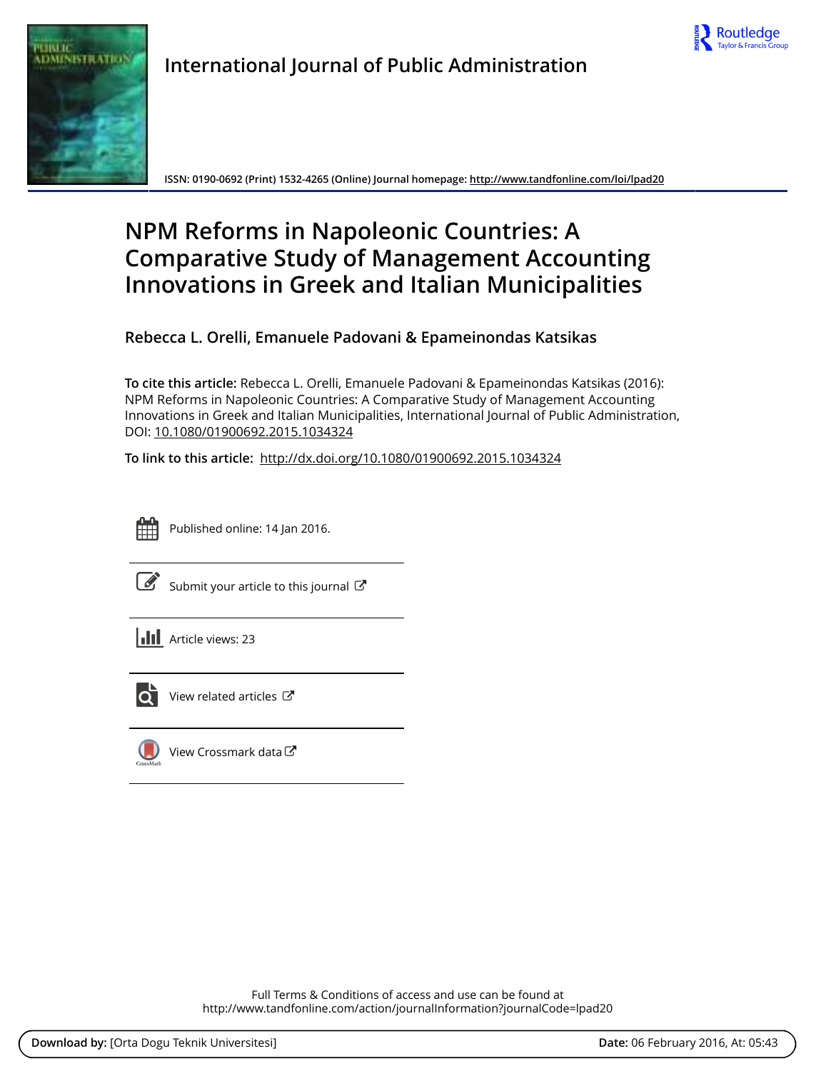International Journal of Public Administration

ISSN: 0190-0692 (Print) 1532-4265 (Online) Journal homepage: http://www.tandfonline.com/loi/lpad20

# NPM Reforms in Napoleonic Countries: A Comparative Study of Management Accounting Innovations in Greek and Italian Municipalities

**Rebecca L. Orelli, Emanuele Padovani & Epameinondas Katsikas**

**To cite this article:** Rebecca L. Orelli, Emanuele Padovani & Epameinondas Katsikas (2016): NPM Reforms in Napoleonic Countries: A Comparative Study of Management Accounting Innovations in Greek and Italian Municipalities, International Journal of Public Administration, DOI: 10.1080/01900692.2015.1034324

**To link to this article:** http://dx.doi.org/10.1080/01900692.2015.1034324

Published online: 14 Jan 2016.

Submit your article to this journal

Article views: 23

View related articles

View Crossmark data

Full Terms & Conditions of access and use can be found at
http://www.tandfonline.com/action/journalInformation?journalCode=lpad20

**Download by:** [Orta Dogu Teknik Universitesi] **Date:** 06 February 2016, At: 05:43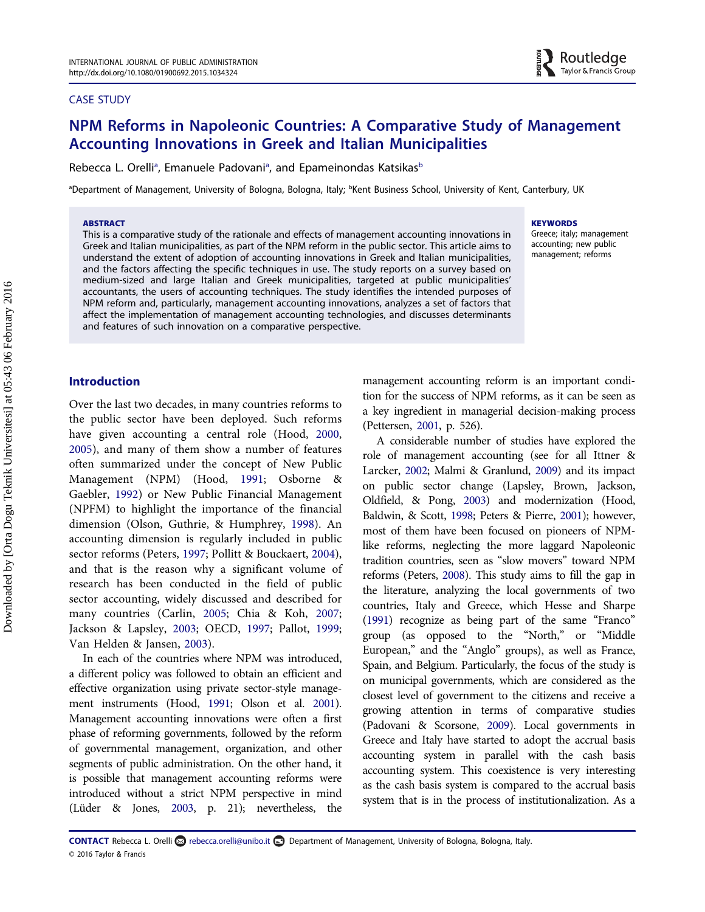CASE STUDY

# NPM Reforms in Napoleonic Countries: A Comparative Study of Management Accounting Innovations in Greek and Italian Municipalities

Rebecca L. Orelli[a], Emanuele Padovani[a], and Epameinondas Katsikas[b]

[a]Department of Management, University of Bologna, Bologna, Italy; [b]Kent Business School, University of Kent, Canterbury, UK

**ABSTRACT**

This is a comparative study of the rationale and effects of management accounting innovations in Greek and Italian municipalities, as part of the NPM reform in the public sector. This article aims to understand the extent of adoption of accounting innovations in Greek and Italian municipalities, and the factors affecting the specific techniques in use. The study reports on a survey based on medium-sized and large Italian and Greek municipalities, targeted at public municipalities' accountants, the users of accounting techniques. The study identifies the intended purposes of NPM reform and, particularly, management accounting innovations, analyzes a set of factors that affect the implementation of management accounting technologies, and discusses determinants and features of such innovation on a comparative perspective.

**KEYWORDS**

Greece; italy; management accounting; new public management; reforms

## Introduction

Over the last two decades, in many countries reforms to the public sector have been deployed. Such reforms have given accounting a central role (Hood, 2000, 2005), and many of them show a number of features often summarized under the concept of New Public Management (NPM) (Hood, 1991; Osborne & Gaebler, 1992) or New Public Financial Management (NPFM) to highlight the importance of the financial dimension (Olson, Guthrie, & Humphrey, 1998). An accounting dimension is regularly included in public sector reforms (Peters, 1997; Pollitt & Bouckaert, 2004), and that is the reason why a significant volume of research has been conducted in the field of public sector accounting, widely discussed and described for many countries (Carlin, 2005; Chia & Koh, 2007; Jackson & Lapsley, 2003; OECD, 1997; Pallot, 1999; Van Helden & Jansen, 2003).

In each of the countries where NPM was introduced, a different policy was followed to obtain an efficient and effective organization using private sector-style management instruments (Hood, 1991; Olson et al. 2001). Management accounting innovations were often a first phase of reforming governments, followed by the reform of governmental management, organization, and other segments of public administration. On the other hand, it is possible that management accounting reforms were introduced without a strict NPM perspective in mind (Lüder & Jones, 2003, p. 21); nevertheless, the management accounting reform is an important condition for the success of NPM reforms, as it can be seen as a key ingredient in managerial decision-making process (Pettersen, 2001, p. 526).

A considerable number of studies have explored the role of management accounting (see for all Ittner & Larcker, 2002; Malmi & Granlund, 2009) and its impact on public sector change (Lapsley, Brown, Jackson, Oldfield, & Pong, 2003) and modernization (Hood, Baldwin, & Scott, 1998; Peters & Pierre, 2001); however, most of them have been focused on pioneers of NPM-like reforms, neglecting the more laggard Napoleonic tradition countries, seen as "slow movers" toward NPM reforms (Peters, 2008). This study aims to fill the gap in the literature, analyzing the local governments of two countries, Italy and Greece, which Hesse and Sharpe (1991) recognize as being part of the same "Franco" group (as opposed to the "North," or "Middle European," and the "Anglo" groups), as well as France, Spain, and Belgium. Particularly, the focus of the study is on municipal governments, which are considered as the closest level of government to the citizens and receive a growing attention in terms of comparative studies (Padovani & Scorsone, 2009). Local governments in Greece and Italy have started to adopt the accrual basis accounting system in parallel with the cash basis accounting system. This coexistence is very interesting as the cash basis system is compared to the accrual basis system that is in the process of institutionalization. As a

**CONTACT** Rebecca L. Orelli rebecca.orelli@unibo.it Department of Management, University of Bologna, Bologna, Italy.

© 2016 Taylor & Francis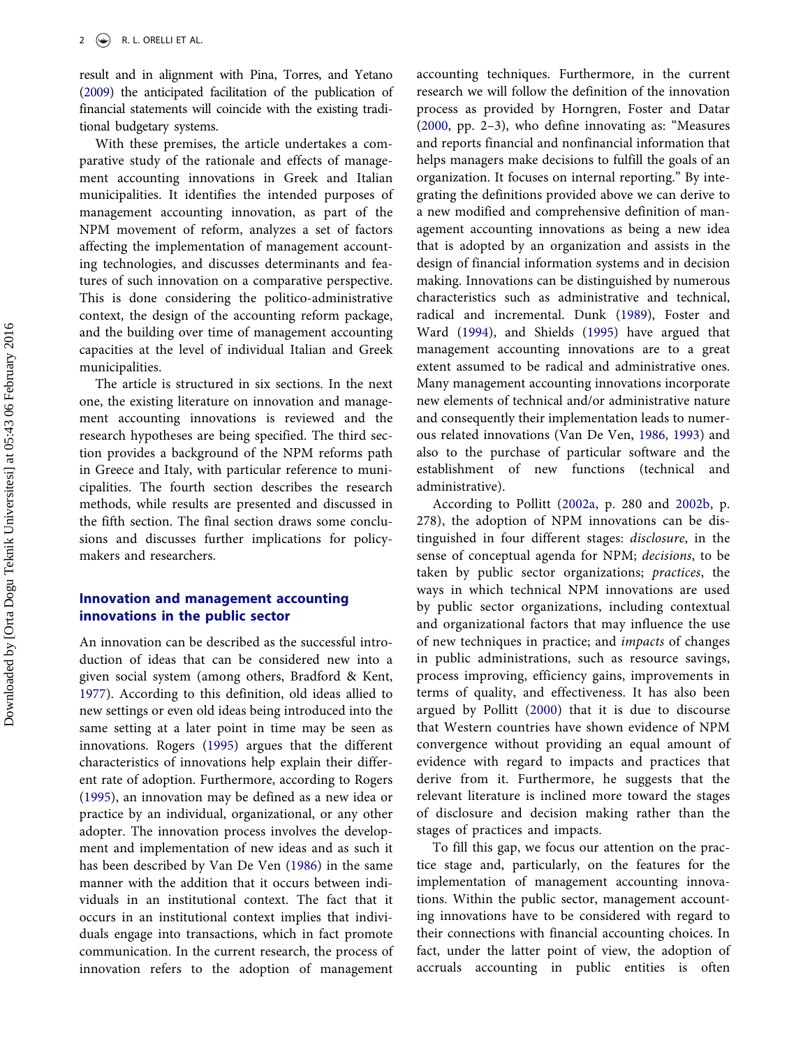result and in alignment with Pina, Torres, and Yetano (2009) the anticipated facilitation of the publication of financial statements will coincide with the existing traditional budgetary systems.

With these premises, the article undertakes a comparative study of the rationale and effects of management accounting innovations in Greek and Italian municipalities. It identifies the intended purposes of management accounting innovation, as part of the NPM movement of reform, analyzes a set of factors affecting the implementation of management accounting technologies, and discusses determinants and features of such innovation on a comparative perspective. This is done considering the politico-administrative context, the design of the accounting reform package, and the building over time of management accounting capacities at the level of individual Italian and Greek municipalities.

The article is structured in six sections. In the next one, the existing literature on innovation and management accounting innovations is reviewed and the research hypotheses are being specified. The third section provides a background of the NPM reforms path in Greece and Italy, with particular reference to municipalities. The fourth section describes the research methods, while results are presented and discussed in the fifth section. The final section draws some conclusions and discusses further implications for policymakers and researchers.

## Innovation and management accounting innovations in the public sector

An innovation can be described as the successful introduction of ideas that can be considered new into a given social system (among others, Bradford & Kent, 1977). According to this definition, old ideas allied to new settings or even old ideas being introduced into the same setting at a later point in time may be seen as innovations. Rogers (1995) argues that the different characteristics of innovations help explain their different rate of adoption. Furthermore, according to Rogers (1995), an innovation may be defined as a new idea or practice by an individual, organizational, or any other adopter. The innovation process involves the development and implementation of new ideas and as such it has been described by Van De Ven (1986) in the same manner with the addition that it occurs between individuals in an institutional context. The fact that it occurs in an institutional context implies that individuals engage into transactions, which in fact promote communication. In the current research, the process of innovation refers to the adoption of management accounting techniques. Furthermore, in the current research we will follow the definition of the innovation process as provided by Horngren, Foster and Datar (2000, pp. 2–3), who define innovating as: "Measures and reports financial and nonfinancial information that helps managers make decisions to fulfill the goals of an organization. It focuses on internal reporting." By integrating the definitions provided above we can derive to a new modified and comprehensive definition of management accounting innovations as being a new idea that is adopted by an organization and assists in the design of financial information systems and in decision making. Innovations can be distinguished by numerous characteristics such as administrative and technical, radical and incremental. Dunk (1989), Foster and Ward (1994), and Shields (1995) have argued that management accounting innovations are to a great extent assumed to be radical and administrative ones. Many management accounting innovations incorporate new elements of technical and/or administrative nature and consequently their implementation leads to numerous related innovations (Van De Ven, 1986, 1993) and also to the purchase of particular software and the establishment of new functions (technical and administrative).

According to Pollitt (2002a, p. 280 and 2002b, p. 278), the adoption of NPM innovations can be distinguished in four different stages: *disclosure*, in the sense of conceptual agenda for NPM; *decisions*, to be taken by public sector organizations; *practices*, the ways in which technical NPM innovations are used by public sector organizations, including contextual and organizational factors that may influence the use of new techniques in practice; and *impacts* of changes in public administrations, such as resource savings, process improving, efficiency gains, improvements in terms of quality, and effectiveness. It has also been argued by Pollitt (2000) that it is due to discourse that Western countries have shown evidence of NPM convergence without providing an equal amount of evidence with regard to impacts and practices that derive from it. Furthermore, he suggests that the relevant literature is inclined more toward the stages of disclosure and decision making rather than the stages of practices and impacts.

To fill this gap, we focus our attention on the practice stage and, particularly, on the features for the implementation of management accounting innovations. Within the public sector, management accounting innovations have to be considered with regard to their connections with financial accounting choices. In fact, under the latter point of view, the adoption of accruals accounting in public entities is often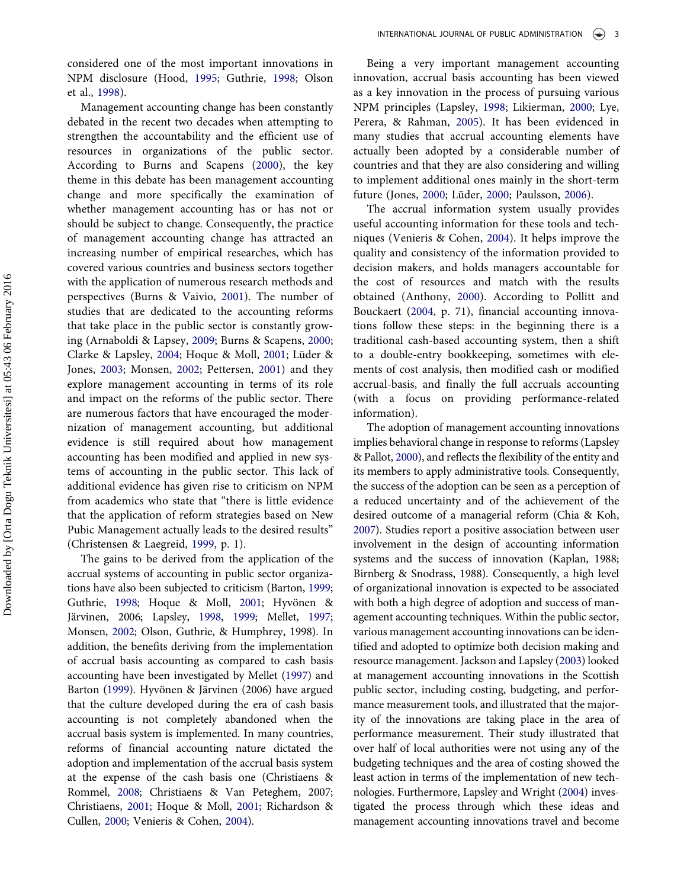considered one of the most important innovations in NPM disclosure (Hood, 1995; Guthrie, 1998; Olson et al., 1998).

Management accounting change has been constantly debated in the recent two decades when attempting to strengthen the accountability and the efficient use of resources in organizations of the public sector. According to Burns and Scapens (2000), the key theme in this debate has been management accounting change and more specifically the examination of whether management accounting has or has not or should be subject to change. Consequently, the practice of management accounting change has attracted an increasing number of empirical researches, which has covered various countries and business sectors together with the application of numerous research methods and perspectives (Burns & Vaivio, 2001). The number of studies that are dedicated to the accounting reforms that take place in the public sector is constantly growing (Arnaboldi & Lapsey, 2009; Burns & Scapens, 2000; Clarke & Lapsley, 2004; Hoque & Moll, 2001; Lüder & Jones, 2003; Monsen, 2002; Pettersen, 2001) and they explore management accounting in terms of its role and impact on the reforms of the public sector. There are numerous factors that have encouraged the modernization of management accounting, but additional evidence is still required about how management accounting has been modified and applied in new systems of accounting in the public sector. This lack of additional evidence has given rise to criticism on NPM from academics who state that "there is little evidence that the application of reform strategies based on New Pubic Management actually leads to the desired results" (Christensen & Laegreid, 1999, p. 1).

The gains to be derived from the application of the accrual systems of accounting in public sector organizations have also been subjected to criticism (Barton, 1999; Guthrie, 1998; Hoque & Moll, 2001; Hyvönen & Järvinen, 2006; Lapsley, 1998, 1999; Mellet, 1997; Monsen, 2002; Olson, Guthrie, & Humphrey, 1998). In addition, the benefits deriving from the implementation of accrual basis accounting as compared to cash basis accounting have been investigated by Mellet (1997) and Barton (1999). Hyvönen & Järvinen (2006) have argued that the culture developed during the era of cash basis accounting is not completely abandoned when the accrual basis system is implemented. In many countries, reforms of financial accounting nature dictated the adoption and implementation of the accrual basis system at the expense of the cash basis one (Christiaens & Rommel, 2008; Christiaens & Van Peteghem, 2007; Christiaens, 2001; Hoque & Moll, 2001; Richardson & Cullen, 2000; Venieris & Cohen, 2004).

Being a very important management accounting innovation, accrual basis accounting has been viewed as a key innovation in the process of pursuing various NPM principles (Lapsley, 1998; Likierman, 2000; Lye, Perera, & Rahman, 2005). It has been evidenced in many studies that accrual accounting elements have actually been adopted by a considerable number of countries and that they are also considering and willing to implement additional ones mainly in the short-term future (Jones, 2000; Lüder, 2000; Paulsson, 2006).

The accrual information system usually provides useful accounting information for these tools and techniques (Venieris & Cohen, 2004). It helps improve the quality and consistency of the information provided to decision makers, and holds managers accountable for the cost of resources and match with the results obtained (Anthony, 2000). According to Pollitt and Bouckaert (2004, p. 71), financial accounting innovations follow these steps: in the beginning there is a traditional cash-based accounting system, then a shift to a double-entry bookkeeping, sometimes with elements of cost analysis, then modified cash or modified accrual-basis, and finally the full accruals accounting (with a focus on providing performance-related information).

The adoption of management accounting innovations implies behavioral change in response to reforms (Lapsley & Pallot, 2000), and reflects the flexibility of the entity and its members to apply administrative tools. Consequently, the success of the adoption can be seen as a perception of a reduced uncertainty and of the achievement of the desired outcome of a managerial reform (Chia & Koh, 2007). Studies report a positive association between user involvement in the design of accounting information systems and the success of innovation (Kaplan, 1988; Birnberg & Snodrass, 1988). Consequently, a high level of organizational innovation is expected to be associated with both a high degree of adoption and success of management accounting techniques. Within the public sector, various management accounting innovations can be identified and adopted to optimize both decision making and resource management. Jackson and Lapsley (2003) looked at management accounting innovations in the Scottish public sector, including costing, budgeting, and performance measurement tools, and illustrated that the majority of the innovations are taking place in the area of performance measurement. Their study illustrated that over half of local authorities were not using any of the budgeting techniques and the area of costing showed the least action in terms of the implementation of new technologies. Furthermore, Lapsley and Wright (2004) investigated the process through which these ideas and management accounting innovations travel and become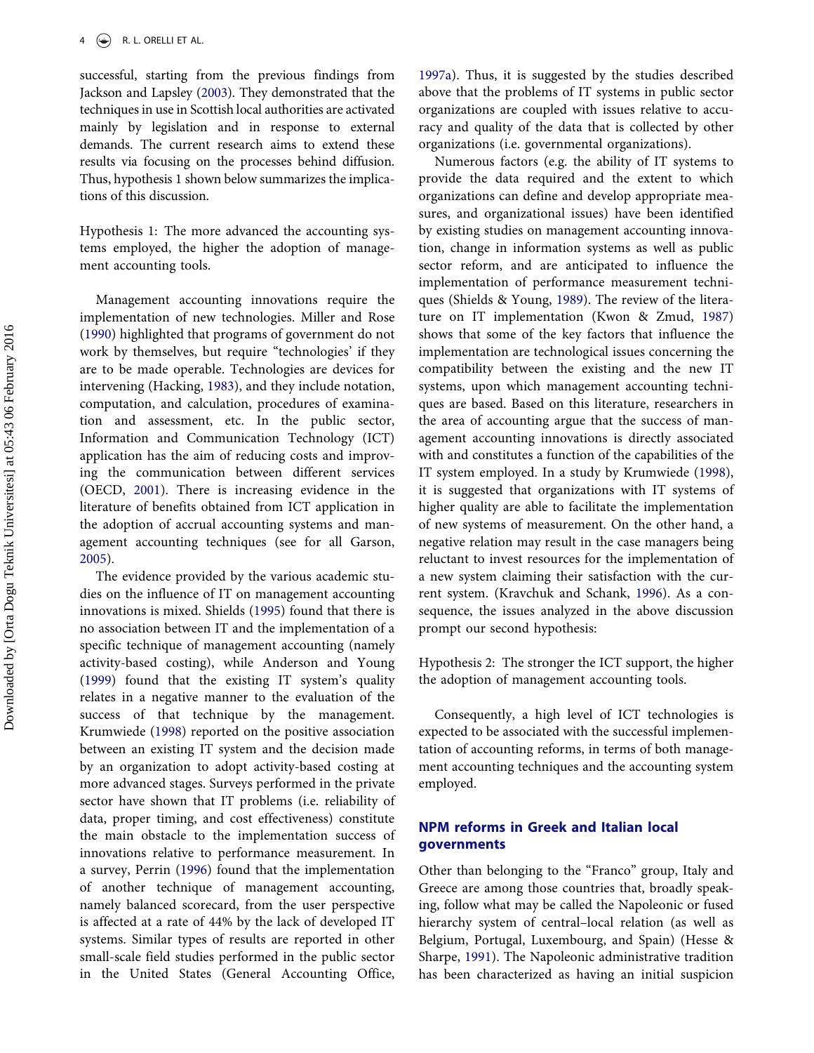successful, starting from the previous findings from Jackson and Lapsley (2003). They demonstrated that the techniques in use in Scottish local authorities are activated mainly by legislation and in response to external demands. The current research aims to extend these results via focusing on the processes behind diffusion. Thus, hypothesis 1 shown below summarizes the implications of this discussion.

Hypothesis 1: The more advanced the accounting systems employed, the higher the adoption of management accounting tools.

Management accounting innovations require the implementation of new technologies. Miller and Rose (1990) highlighted that programs of government do not work by themselves, but require "technologies' if they are to be made operable. Technologies are devices for intervening (Hacking, 1983), and they include notation, computation, and calculation, procedures of examination and assessment, etc. In the public sector, Information and Communication Technology (ICT) application has the aim of reducing costs and improving the communication between different services (OECD, 2001). There is increasing evidence in the literature of benefits obtained from ICT application in the adoption of accrual accounting systems and management accounting techniques (see for all Garson, 2005).

The evidence provided by the various academic studies on the influence of IT on management accounting innovations is mixed. Shields (1995) found that there is no association between IT and the implementation of a specific technique of management accounting (namely activity-based costing), while Anderson and Young (1999) found that the existing IT system's quality relates in a negative manner to the evaluation of the success of that technique by the management. Krumwiede (1998) reported on the positive association between an existing IT system and the decision made by an organization to adopt activity-based costing at more advanced stages. Surveys performed in the private sector have shown that IT problems (i.e. reliability of data, proper timing, and cost effectiveness) constitute the main obstacle to the implementation success of innovations relative to performance measurement. In a survey, Perrin (1996) found that the implementation of another technique of management accounting, namely balanced scorecard, from the user perspective is affected at a rate of 44% by the lack of developed IT systems. Similar types of results are reported in other small-scale field studies performed in the public sector in the United States (General Accounting Office, 1997a). Thus, it is suggested by the studies described above that the problems of IT systems in public sector organizations are coupled with issues relative to accuracy and quality of the data that is collected by other organizations (i.e. governmental organizations).

Numerous factors (e.g. the ability of IT systems to provide the data required and the extent to which organizations can define and develop appropriate measures, and organizational issues) have been identified by existing studies on management accounting innovation, change in information systems as well as public sector reform, and are anticipated to influence the implementation of performance measurement techniques (Shields & Young, 1989). The review of the literature on IT implementation (Kwon & Zmud, 1987) shows that some of the key factors that influence the implementation are technological issues concerning the compatibility between the existing and the new IT systems, upon which management accounting techniques are based. Based on this literature, researchers in the area of accounting argue that the success of management accounting innovations is directly associated with and constitutes a function of the capabilities of the IT system employed. In a study by Krumwiede (1998), it is suggested that organizations with IT systems of higher quality are able to facilitate the implementation of new systems of measurement. On the other hand, a negative relation may result in the case managers being reluctant to invest resources for the implementation of a new system claiming their satisfaction with the current system. (Kravchuk and Schank, 1996). As a consequence, the issues analyzed in the above discussion prompt our second hypothesis:

Hypothesis 2: The stronger the ICT support, the higher the adoption of management accounting tools.

Consequently, a high level of ICT technologies is expected to be associated with the successful implementation of accounting reforms, in terms of both management accounting techniques and the accounting system employed.

## NPM reforms in Greek and Italian local governments

Other than belonging to the "Franco" group, Italy and Greece are among those countries that, broadly speaking, follow what may be called the Napoleonic or fused hierarchy system of central–local relation (as well as Belgium, Portugal, Luxembourg, and Spain) (Hesse & Sharpe, 1991). The Napoleonic administrative tradition has been characterized as having an initial suspicion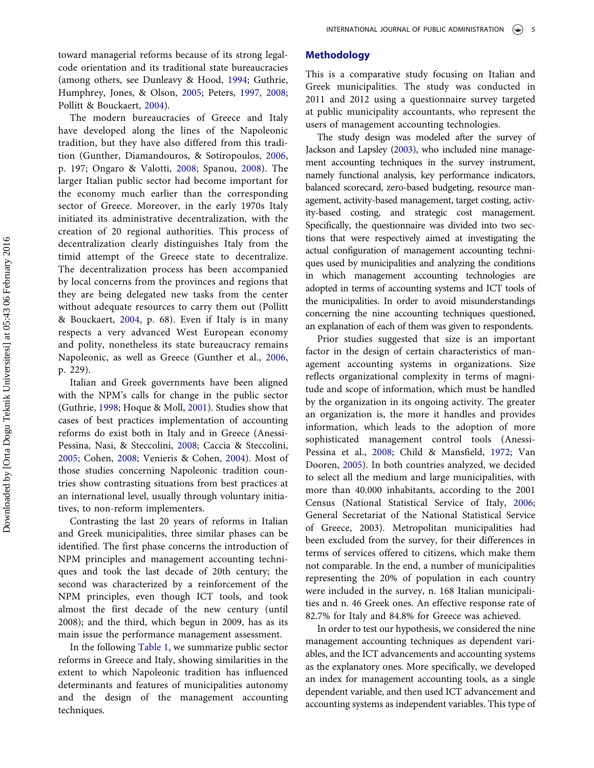toward managerial reforms because of its strong legal-code orientation and its traditional state bureaucracies (among others, see Dunleavy & Hood, 1994; Guthrie, Humphrey, Jones, & Olson, 2005; Peters, 1997, 2008; Pollitt & Bouckaert, 2004).

The modern bureaucracies of Greece and Italy have developed along the lines of the Napoleonic tradition, but they have also differed from this tradition (Gunther, Diamandouros, & Sotiropoulos, 2006, p. 197; Ongaro & Valotti, 2008; Spanou, 2008). The larger Italian public sector had become important for the economy much earlier than the corresponding sector of Greece. Moreover, in the early 1970s Italy initiated its administrative decentralization, with the creation of 20 regional authorities. This process of decentralization clearly distinguishes Italy from the timid attempt of the Greece state to decentralize. The decentralization process has been accompanied by local concerns from the provinces and regions that they are being delegated new tasks from the center without adequate resources to carry them out (Pollitt & Bouckaert, 2004, p. 68). Even if Italy is in many respects a very advanced West European economy and polity, nonetheless its state bureaucracy remains Napoleonic, as well as Greece (Gunther et al., 2006, p. 229).

Italian and Greek governments have been aligned with the NPM's calls for change in the public sector (Guthrie, 1998; Hoque & Moll, 2001). Studies show that cases of best practices implementation of accounting reforms do exist both in Italy and in Greece (Anessi-Pessina, Nasi, & Steccolini, 2008; Caccia & Steccolini, 2005; Cohen, 2008; Venieris & Cohen, 2004). Most of those studies concerning Napoleonic tradition countries show contrasting situations from best practices at an international level, usually through voluntary initiatives, to non-reform implementers.

Contrasting the last 20 years of reforms in Italian and Greek municipalities, three similar phases can be identified. The first phase concerns the introduction of NPM principles and management accounting techniques and took the last decade of 20th century; the second was characterized by a reinforcement of the NPM principles, even though ICT tools, and took almost the first decade of the new century (until 2008); and the third, which begun in 2009, has as its main issue the performance management assessment.

In the following Table 1, we summarize public sector reforms in Greece and Italy, showing similarities in the extent to which Napoleonic tradition has influenced determinants and features of municipalities autonomy and the design of the management accounting techniques.

## Methodology

This is a comparative study focusing on Italian and Greek municipalities. The study was conducted in 2011 and 2012 using a questionnaire survey targeted at public municipality accountants, who represent the users of management accounting technologies.

The study design was modeled after the survey of Jackson and Lapsley (2003), who included nine management accounting techniques in the survey instrument, namely functional analysis, key performance indicators, balanced scorecard, zero-based budgeting, resource management, activity-based management, target costing, activity-based costing, and strategic cost management. Specifically, the questionnaire was divided into two sections that were respectively aimed at investigating the actual configuration of management accounting techniques used by municipalities and analyzing the conditions in which management accounting technologies are adopted in terms of accounting systems and ICT tools of the municipalities. In order to avoid misunderstandings concerning the nine accounting techniques questioned, an explanation of each of them was given to respondents.

Prior studies suggested that size is an important factor in the design of certain characteristics of management accounting systems in organizations. Size reflects organizational complexity in terms of magnitude and scope of information, which must be handled by the organization in its ongoing activity. The greater an organization is, the more it handles and provides information, which leads to the adoption of more sophisticated management control tools (Anessi-Pessina et al., 2008; Child & Mansfield, 1972; Van Dooren, 2005). In both countries analyzed, we decided to select all the medium and large municipalities, with more than 40.000 inhabitants, according to the 2001 Census (National Statistical Service of Italy, 2006; General Secretariat of the National Statistical Service of Greece, 2003). Metropolitan municipalities had been excluded from the survey, for their differences in terms of services offered to citizens, which make them not comparable. In the end, a number of municipalities representing the 20% of population in each country were included in the survey, n. 168 Italian municipalities and n. 46 Greek ones. An effective response rate of 82.7% for Italy and 84.8% for Greece was achieved.

In order to test our hypothesis, we considered the nine management accounting techniques as dependent variables, and the ICT advancements and accounting systems as the explanatory ones. More specifically, we developed an index for management accounting tools, as a single dependent variable, and then used ICT advancement and accounting systems as independent variables. This type of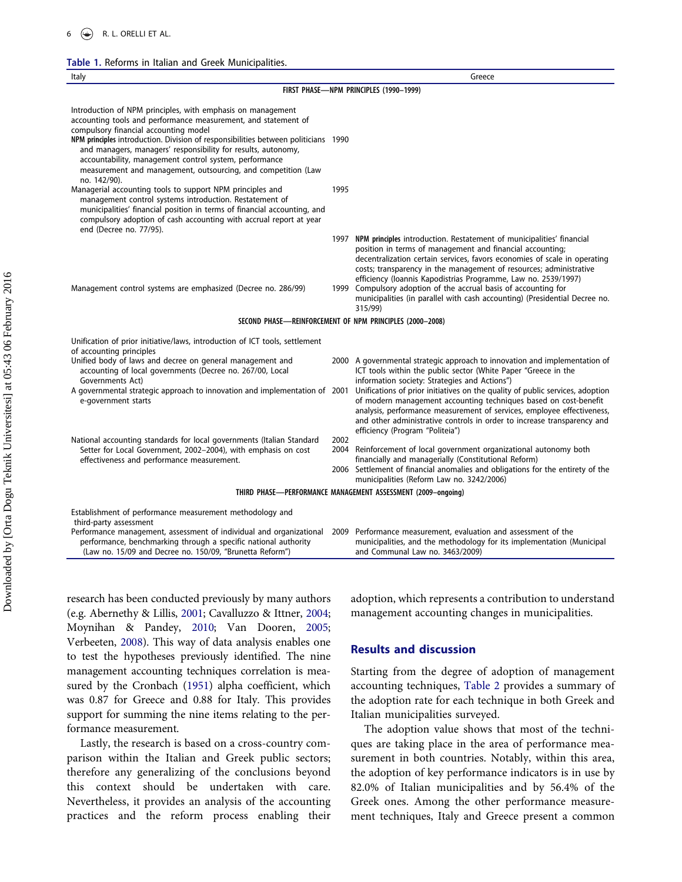**Table 1.** Reforms in Italian and Greek Municipalities.

| Italy | | Greece |
|---|---|---|
| **FIRST PHASE—NPM PRINCIPLES (1990–1999)** | | |
| Introduction of NPM principles, with emphasis on management accounting tools and performance measurement, and statement of compulsory financial accounting model | | |
| **NPM principles** introduction. Division of responsibilities between politicians and managers, managers' responsibility for results, autonomy, accountability, management control system, performance measurement and management, outsourcing, and competition (Law no. 142/90). | 1990 | |
| Managerial accounting tools to support NPM principles and management control systems introduction. Restatement of municipalities' financial position in terms of financial accounting, and compulsory adoption of cash accounting with accrual report at year end (Decree no. 77/95). | 1995 | |
| | 1997 | **NPM principles** introduction. Restatement of municipalities' financial position in terms of management and financial accounting; decentralization certain services, favors economies of scale in operating costs; transparency in the management of resources; administrative efficiency (Ioannis Kapodistrias Programme, Law no. 2539/1997) |
| Management control systems are emphasized (Decree no. 286/99) | 1999 | Compulsory adoption of the accrual basis of accounting for municipalities (in parallel with cash accounting) (Presidential Decree no. 315/99) |
| **SECOND PHASE—REINFORCEMENT OF NPM PRINCIPLES (2000–2008)** | | |
| Unification of prior initiative/laws, introduction of ICT tools, settlement of accounting principles | | |
| Unified body of laws and decree on general management and accounting of local governments (Decree no. 267/00, Local Governments Act) | 2000 | A governmental strategic approach to innovation and implementation of ICT tools within the public sector (White Paper "Greece in the information society: Strategies and Actions") |
| A governmental strategic approach to innovation and implementation of e-government starts | 2001 | Unifications of prior initiatives on the quality of public services, adoption of modern management accounting techniques based on cost-benefit analysis, performance measurement of services, employee effectiveness, and other administrative controls in order to increase transparency and efficiency (Program "Politeia") |
| National accounting standards for local governments (Italian Standard Setter for Local Government, 2002–2004), with emphasis on cost effectiveness and performance measurement. | 2002 | |
| | 2004 | Reinforcement of local government organizational autonomy both financially and managerially (Constitutional Reform) |
| | 2006 | Settlement of financial anomalies and obligations for the entirety of the municipalities (Reform Law no. 3242/2006) |
| **THIRD PHASE—PERFORMANCE MANAGEMENT ASSESSMENT (2009–ongoing)** | | |
| Establishment of performance measurement methodology and third-party assessment | | |
| Performance management, assessment of individual and organizational performance, benchmarking through a specific national authority (Law no. 15/09 and Decree no. 150/09, "Brunetta Reform") | 2009 | Performance measurement, evaluation and assessment of the municipalities, and the methodology for its implementation (Municipal and Communal Law no. 3463/2009) |

research has been conducted previously by many authors (e.g. Abernethy & Lillis, 2001; Cavalluzzo & Ittner, 2004; Moynihan & Pandey, 2010; Van Dooren, 2005; Verbeeten, 2008). This way of data analysis enables one to test the hypotheses previously identified. The nine management accounting techniques correlation is measured by the Cronbach (1951) alpha coefficient, which was 0.87 for Greece and 0.88 for Italy. This provides support for summing the nine items relating to the performance measurement.

Lastly, the research is based on a cross-country comparison within the Italian and Greek public sectors; therefore any generalizing of the conclusions beyond this context should be undertaken with care. Nevertheless, it provides an analysis of the accounting practices and the reform process enabling their adoption, which represents a contribution to understand management accounting changes in municipalities.

## Results and discussion

Starting from the degree of adoption of management accounting techniques, Table 2 provides a summary of the adoption rate for each technique in both Greek and Italian municipalities surveyed.

The adoption value shows that most of the techniques are taking place in the area of performance measurement in both countries. Notably, within this area, the adoption of key performance indicators is in use by 82.0% of Italian municipalities and by 56.4% of the Greek ones. Among the other performance measurement techniques, Italy and Greece present a common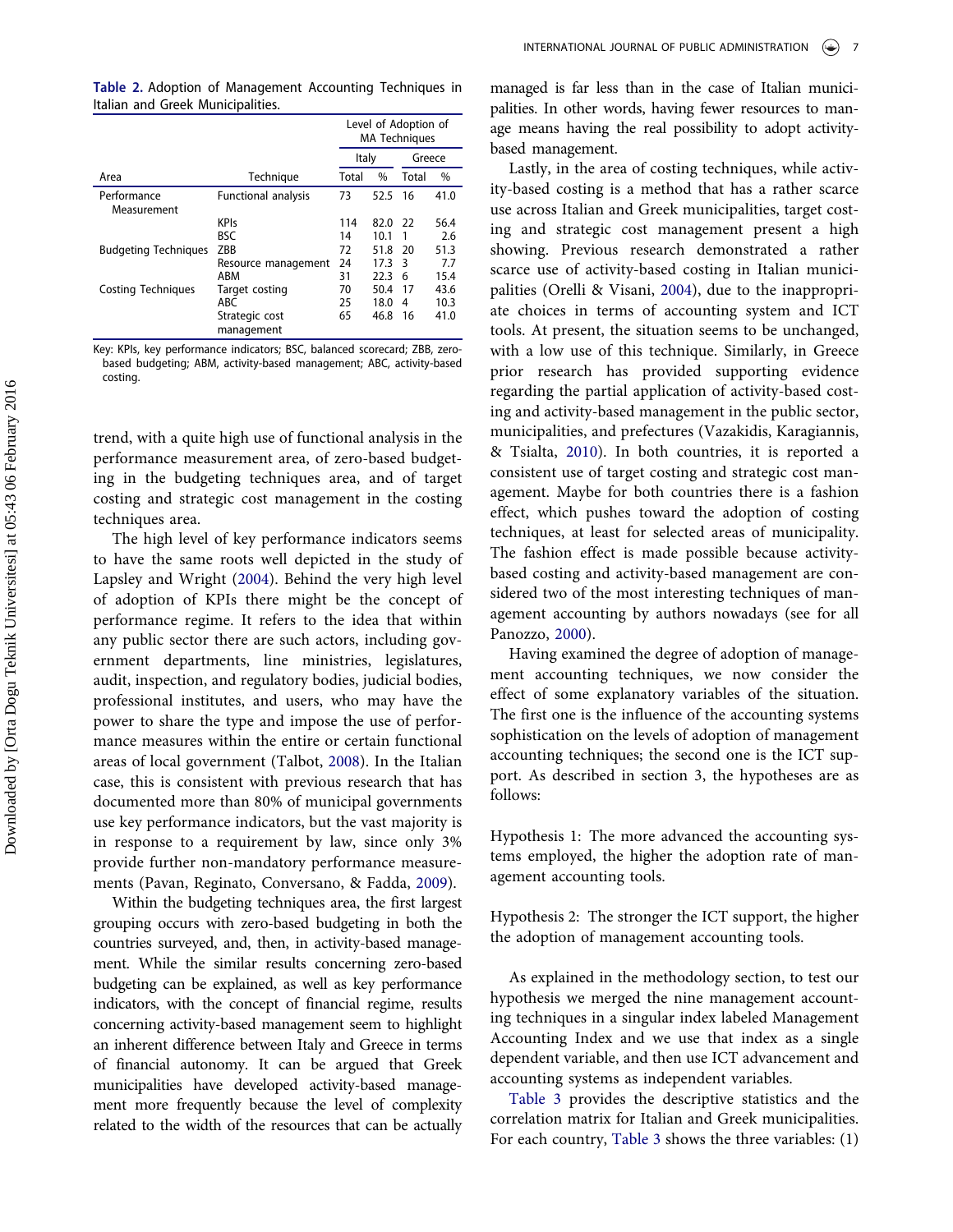**Table 2.** Adoption of Management Accounting Techniques in Italian and Greek Municipalities.

| Area | Technique | Level of Adoption of MA Techniques | | | |
|---|---|---|---|---|---|
| | | Italy | | Greece | |
| | | Total | % | Total | % |
| Performance Measurement | Functional analysis | 73 | 52.5 | 16 | 41.0 |
| | KPIs | 114 | 82.0 | 22 | 56.4 |
| | BSC | 14 | 10.1 | 1 | 2.6 |
| Budgeting Techniques | ZBB | 72 | 51.8 | 20 | 51.3 |
| | Resource management | 24 | 17.3 | 3 | 7.7 |
| | ABM | 31 | 22.3 | 6 | 15.4 |
| Costing Techniques | Target costing | 70 | 50.4 | 17 | 43.6 |
| | ABC | 25 | 18.0 | 4 | 10.3 |
| | Strategic cost management | 65 | 46.8 | 16 | 41.0 |

Key: KPIs, key performance indicators; BSC, balanced scorecard; ZBB, zero-based budgeting; ABM, activity-based management; ABC, activity-based costing.

trend, with a quite high use of functional analysis in the performance measurement area, of zero-based budgeting in the budgeting techniques area, and of target costing and strategic cost management in the costing techniques area.

The high level of key performance indicators seems to have the same roots well depicted in the study of Lapsley and Wright (2004). Behind the very high level of adoption of KPIs there might be the concept of performance regime. It refers to the idea that within any public sector there are such actors, including government departments, line ministries, legislatures, audit, inspection, and regulatory bodies, judicial bodies, professional institutes, and users, who may have the power to share the type and impose the use of performance measures within the entire or certain functional areas of local government (Talbot, 2008). In the Italian case, this is consistent with previous research that has documented more than 80% of municipal governments use key performance indicators, but the vast majority is in response to a requirement by law, since only 3% provide further non-mandatory performance measurements (Pavan, Reginato, Conversano, & Fadda, 2009).

Within the budgeting techniques area, the first largest grouping occurs with zero-based budgeting in both the countries surveyed, and, then, in activity-based management. While the similar results concerning zero-based budgeting can be explained, as well as key performance indicators, with the concept of financial regime, results concerning activity-based management seem to highlight an inherent difference between Italy and Greece in terms of financial autonomy. It can be argued that Greek municipalities have developed activity-based management more frequently because the level of complexity related to the width of the resources that can be actually managed is far less than in the case of Italian municipalities. In other words, having fewer resources to manage means having the real possibility to adopt activity-based management.

Lastly, in the area of costing techniques, while activity-based costing is a method that has a rather scarce use across Italian and Greek municipalities, target costing and strategic cost management present a high showing. Previous research demonstrated a rather scarce use of activity-based costing in Italian municipalities (Orelli & Visani, 2004), due to the inappropriate choices in terms of accounting system and ICT tools. At present, the situation seems to be unchanged, with a low use of this technique. Similarly, in Greece prior research has provided supporting evidence regarding the partial application of activity-based costing and activity-based management in the public sector, municipalities, and prefectures (Vazakidis, Karagiannis, & Tsialta, 2010). In both countries, it is reported a consistent use of target costing and strategic cost management. Maybe for both countries there is a fashion effect, which pushes toward the adoption of costing techniques, at least for selected areas of municipality. The fashion effect is made possible because activity-based costing and activity-based management are considered two of the most interesting techniques of management accounting by authors nowadays (see for all Panozzo, 2000).

Having examined the degree of adoption of management accounting techniques, we now consider the effect of some explanatory variables of the situation. The first one is the influence of the accounting systems sophistication on the levels of adoption of management accounting techniques; the second one is the ICT support. As described in section 3, the hypotheses are as follows:

Hypothesis 1: The more advanced the accounting systems employed, the higher the adoption rate of management accounting tools.

Hypothesis 2: The stronger the ICT support, the higher the adoption of management accounting tools.

As explained in the methodology section, to test our hypothesis we merged the nine management accounting techniques in a singular index labeled Management Accounting Index and we use that index as a single dependent variable, and then use ICT advancement and accounting systems as independent variables.

Table 3 provides the descriptive statistics and the correlation matrix for Italian and Greek municipalities. For each country, Table 3 shows the three variables: (1)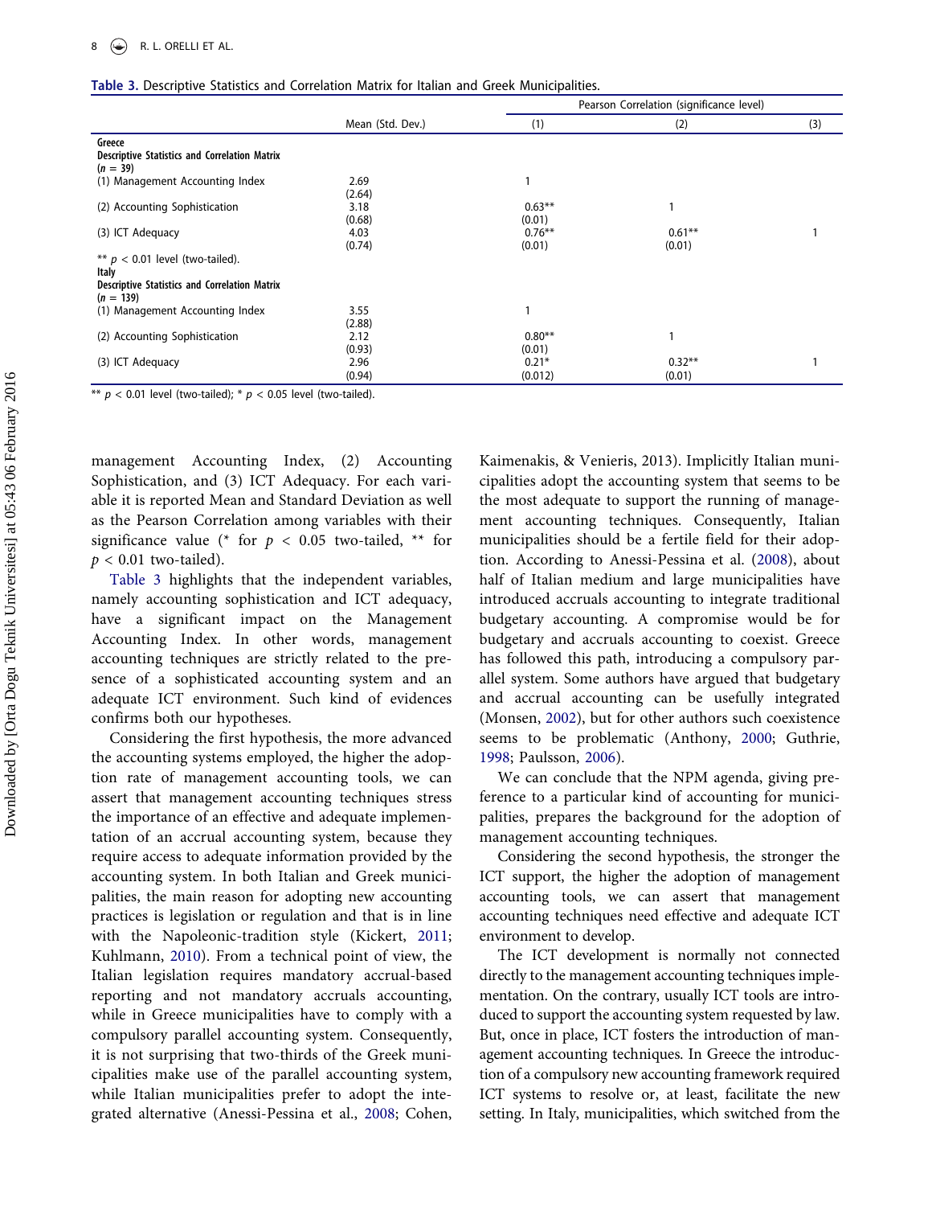**Table 3.** Descriptive Statistics and Correlation Matrix for Italian and Greek Municipalities.

| | Mean (Std. Dev.) | Pearson Correlation (significance level) (1) | (2) | (3) |
|---|---|---|---|---|
| **Greece** | | | | |
| **Descriptive Statistics and Correlation Matrix ($n = 39$)** | | | | |
| (1) Management Accounting Index | 2.69 (2.64) | 1 | | |
| (2) Accounting Sophistication | 3.18 (0.68) | 0.63** (0.01) | 1 | |
| (3) ICT Adequacy | 4.03 (0.74) | 0.76** (0.01) | 0.61** (0.01) | 1 |
| ** $p < 0.01$ level (two-tailed). | | | | |
| **Italy** | | | | |
| **Descriptive Statistics and Correlation Matrix ($n = 139$)** | | | | |
| (1) Management Accounting Index | 3.55 (2.88) | 1 | | |
| (2) Accounting Sophistication | 2.12 (0.93) | 0.80** (0.01) | 1 | |
| (3) ICT Adequacy | 2.96 (0.94) | 0.21* (0.012) | 0.32** (0.01) | 1 |

** $p < 0.01$ level (two-tailed); * $p < 0.05$ level (two-tailed).

management Accounting Index, (2) Accounting Sophistication, and (3) ICT Adequacy. For each variable it is reported Mean and Standard Deviation as well as the Pearson Correlation among variables with their significance value (* for $p < 0.05$ two-tailed, ** for $p < 0.01$ two-tailed).

Table 3 highlights that the independent variables, namely accounting sophistication and ICT adequacy, have a significant impact on the Management Accounting Index. In other words, management accounting techniques are strictly related to the presence of a sophisticated accounting system and an adequate ICT environment. Such kind of evidences confirms both our hypotheses.

Considering the first hypothesis, the more advanced the accounting systems employed, the higher the adoption rate of management accounting tools, we can assert that management accounting techniques stress the importance of an effective and adequate implementation of an accrual accounting system, because they require access to adequate information provided by the accounting system. In both Italian and Greek municipalities, the main reason for adopting new accounting practices is legislation or regulation and that is in line with the Napoleonic-tradition style (Kickert, 2011; Kuhlmann, 2010). From a technical point of view, the Italian legislation requires mandatory accrual-based reporting and not mandatory accruals accounting, while in Greece municipalities have to comply with a compulsory parallel accounting system. Consequently, it is not surprising that two-thirds of the Greek municipalities make use of the parallel accounting system, while Italian municipalities prefer to adopt the integrated alternative (Anessi-Pessina et al., 2008; Cohen, Kaimenakis, & Venieris, 2013). Implicitly Italian municipalities adopt the accounting system that seems to be the most adequate to support the running of management accounting techniques. Consequently, Italian municipalities should be a fertile field for their adoption. According to Anessi-Pessina et al. (2008), about half of Italian medium and large municipalities have introduced accruals accounting to integrate traditional budgetary accounting. A compromise would be for budgetary and accruals accounting to coexist. Greece has followed this path, introducing a compulsory parallel system. Some authors have argued that budgetary and accrual accounting can be usefully integrated (Monsen, 2002), but for other authors such coexistence seems to be problematic (Anthony, 2000; Guthrie, 1998; Paulsson, 2006).

We can conclude that the NPM agenda, giving preference to a particular kind of accounting for municipalities, prepares the background for the adoption of management accounting techniques.

Considering the second hypothesis, the stronger the ICT support, the higher the adoption of management accounting tools, we can assert that management accounting techniques need effective and adequate ICT environment to develop.

The ICT development is normally not connected directly to the management accounting techniques implementation. On the contrary, usually ICT tools are introduced to support the accounting system requested by law. But, once in place, ICT fosters the introduction of management accounting techniques. In Greece the introduction of a compulsory new accounting framework required ICT systems to resolve or, at least, facilitate the new setting. In Italy, municipalities, which switched from the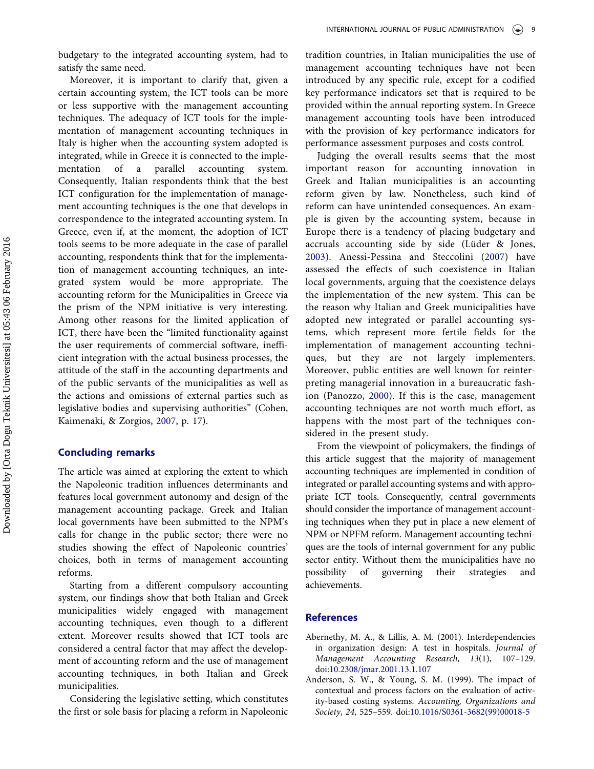budgetary to the integrated accounting system, had to satisfy the same need.

Moreover, it is important to clarify that, given a certain accounting system, the ICT tools can be more or less supportive with the management accounting techniques. The adequacy of ICT tools for the implementation of management accounting techniques in Italy is higher when the accounting system adopted is integrated, while in Greece it is connected to the implementation of a parallel accounting system. Consequently, Italian respondents think that the best ICT configuration for the implementation of management accounting techniques is the one that develops in correspondence to the integrated accounting system. In Greece, even if, at the moment, the adoption of ICT tools seems to be more adequate in the case of parallel accounting, respondents think that for the implementation of management accounting techniques, an integrated system would be more appropriate. The accounting reform for the Municipalities in Greece via the prism of the NPM initiative is very interesting. Among other reasons for the limited application of ICT, there have been the "limited functionality against the user requirements of commercial software, inefficient integration with the actual business processes, the attitude of the staff in the accounting departments and of the public servants of the municipalities as well as the actions and omissions of external parties such as legislative bodies and supervising authorities" (Cohen, Kaimenaki, & Zorgios, 2007, p. 17).

## Concluding remarks

The article was aimed at exploring the extent to which the Napoleonic tradition influences determinants and features local government autonomy and design of the management accounting package. Greek and Italian local governments have been submitted to the NPM's calls for change in the public sector; there were no studies showing the effect of Napoleonic countries' choices, both in terms of management accounting reforms.

Starting from a different compulsory accounting system, our findings show that both Italian and Greek municipalities widely engaged with management accounting techniques, even though to a different extent. Moreover results showed that ICT tools are considered a central factor that may affect the development of accounting reform and the use of management accounting techniques, in both Italian and Greek municipalities.

Considering the legislative setting, which constitutes the first or sole basis for placing a reform in Napoleonic tradition countries, in Italian municipalities the use of management accounting techniques have not been introduced by any specific rule, except for a codified key performance indicators set that is required to be provided within the annual reporting system. In Greece management accounting tools have been introduced with the provision of key performance indicators for performance assessment purposes and costs control.

Judging the overall results seems that the most important reason for accounting innovation in Greek and Italian municipalities is an accounting reform given by law. Nonetheless, such kind of reform can have unintended consequences. An example is given by the accounting system, because in Europe there is a tendency of placing budgetary and accruals accounting side by side (Lüder & Jones, 2003). Anessi-Pessina and Steccolini (2007) have assessed the effects of such coexistence in Italian local governments, arguing that the coexistence delays the implementation of the new system. This can be the reason why Italian and Greek municipalities have adopted new integrated or parallel accounting systems, which represent more fertile fields for the implementation of management accounting techniques, but they are not largely implementers. Moreover, public entities are well known for reinterpreting managerial innovation in a bureaucratic fashion (Panozzo, 2000). If this is the case, management accounting techniques are not worth much effort, as happens with the most part of the techniques considered in the present study.

From the viewpoint of policymakers, the findings of this article suggest that the majority of management accounting techniques are implemented in condition of integrated or parallel accounting systems and with appropriate ICT tools. Consequently, central governments should consider the importance of management accounting techniques when they put in place a new element of NPM or NPFM reform. Management accounting techniques are the tools of internal government for any public sector entity. Without them the municipalities have no possibility of governing their strategies and achievements.

## References

Abernethy, M. A., & Lillis, A. M. (2001). Interdependencies in organization design: A test in hospitals. *Journal of Management Accounting Research*, *13*(1), 107–129. doi:10.2308/jmar.2001.13.1.107

Anderson, S. W., & Young, S. M. (1999). The impact of contextual and process factors on the evaluation of activity-based costing systems. *Accounting, Organizations and Society*, *24*, 525–559. doi:10.1016/S0361-3682(99)00018-5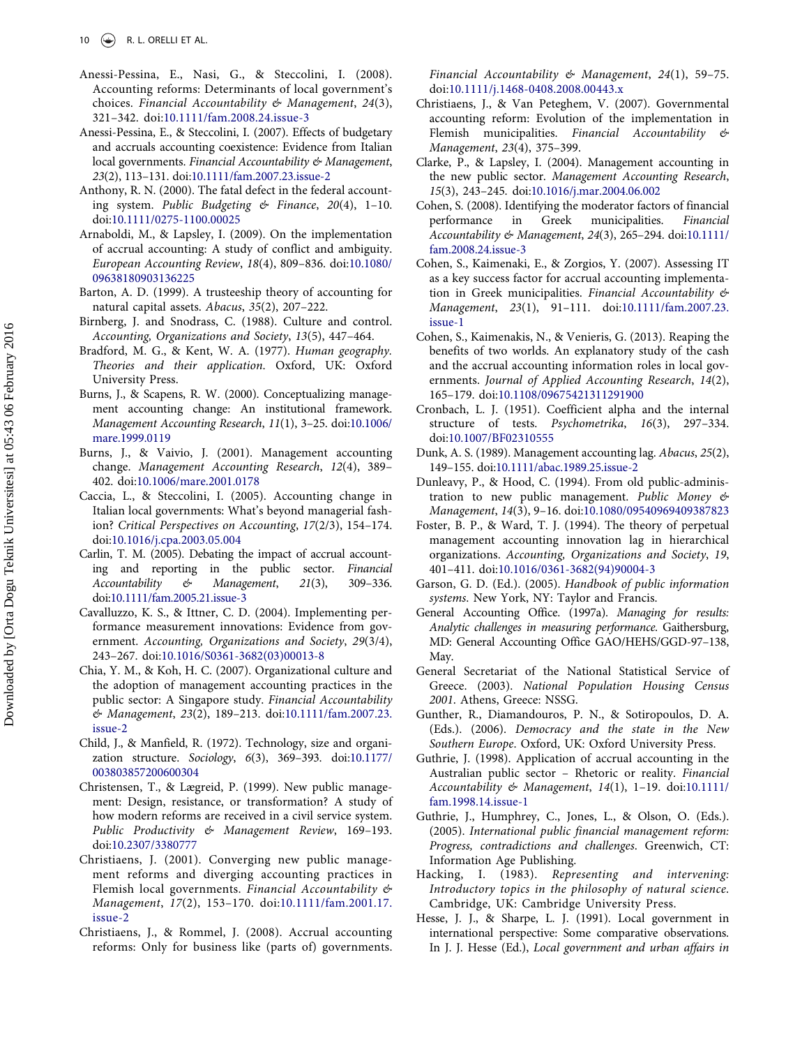Anessi-Pessina, E., Nasi, G., & Steccolini, I. (2008). Accounting reforms: Determinants of local government's choices. *Financial Accountability & Management*, *24*(3), 321–342. doi:10.1111/fam.2008.24.issue-3

Anessi-Pessina, E., & Steccolini, I. (2007). Effects of budgetary and accruals accounting coexistence: Evidence from Italian local governments. *Financial Accountability & Management*, *23*(2), 113–131. doi:10.1111/fam.2007.23.issue-2

Anthony, R. N. (2000). The fatal defect in the federal accounting system. *Public Budgeting & Finance*, *20*(4), 1–10. doi:10.1111/0275-1100.00025

Arnaboldi, M., & Lapsley, I. (2009). On the implementation of accrual accounting: A study of conflict and ambiguity. *European Accounting Review*, *18*(4), 809–836. doi:10.1080/09638180903136225

Barton, A. D. (1999). A trusteeship theory of accounting for natural capital assets. *Abacus*, *35*(2), 207–222.

Birnberg, J. and Snodrass, C. (1988). Culture and control. *Accounting, Organizations and Society*, *13*(5), 447–464.

Bradford, M. G., & Kent, W. A. (1977). *Human geography. Theories and their application*. Oxford, UK: Oxford University Press.

Burns, J., & Scapens, R. W. (2000). Conceptualizing management accounting change: An institutional framework. *Management Accounting Research*, *11*(1), 3–25. doi:10.1006/mare.1999.0119

Burns, J., & Vaivio, J. (2001). Management accounting change. *Management Accounting Research*, *12*(4), 389–402. doi:10.1006/mare.2001.0178

Caccia, L., & Steccolini, I. (2005). Accounting change in Italian local governments: What's beyond managerial fashion? *Critical Perspectives on Accounting*, *17*(2/3), 154–174. doi:10.1016/j.cpa.2003.05.004

Carlin, T. M. (2005). Debating the impact of accrual accounting and reporting in the public sector. *Financial Accountability & Management*, *21*(3), 309–336. doi:10.1111/fam.2005.21.issue-3

Cavalluzzo, K. S., & Ittner, C. D. (2004). Implementing performance measurement innovations: Evidence from government. *Accounting, Organizations and Society*, *29*(3/4), 243–267. doi:10.1016/S0361-3682(03)00013-8

Chia, Y. M., & Koh, H. C. (2007). Organizational culture and the adoption of management accounting practices in the public sector: A Singapore study. *Financial Accountability & Management*, *23*(2), 189–213. doi:10.1111/fam.2007.23.issue-2

Child, J., & Manfield, R. (1972). Technology, size and organization structure. *Sociology*, *6*(3), 369–393. doi:10.1177/003803857200600304

Christensen, T., & Lægreid, P. (1999). New public management: Design, resistance, or transformation? A study of how modern reforms are received in a civil service system. *Public Productivity & Management Review*, 169–193. doi:10.2307/3380777

Christiaens, J. (2001). Converging new public management reforms and diverging accounting practices in Flemish local governments. *Financial Accountability & Management*, *17*(2), 153–170. doi:10.1111/fam.2001.17.issue-2

Christiaens, J., & Rommel, J. (2008). Accrual accounting reforms: Only for business like (parts of) governments. *Financial Accountability & Management*, *24*(1), 59–75. doi:10.1111/j.1468-0408.2008.00443.x

Christiaens, J., & Van Peteghem, V. (2007). Governmental accounting reform: Evolution of the implementation in Flemish municipalities. *Financial Accountability & Management*, *23*(4), 375–399.

Clarke, P., & Lapsley, I. (2004). Management accounting in the new public sector. *Management Accounting Research*, *15*(3), 243–245. doi:10.1016/j.mar.2004.06.002

Cohen, S. (2008). Identifying the moderator factors of financial performance in Greek municipalities. *Financial Accountability & Management*, *24*(3), 265–294. doi:10.1111/fam.2008.24.issue-3

Cohen, S., Kaimenaki, E., & Zorgios, Y. (2007). Assessing IT as a key success factor for accrual accounting implementation in Greek municipalities. *Financial Accountability & Management*, *23*(1), 91–111. doi:10.1111/fam.2007.23.issue-1

Cohen, S., Kaimenakis, N., & Venieris, G. (2013). Reaping the benefits of two worlds. An explanatory study of the cash and the accrual accounting information roles in local governments. *Journal of Applied Accounting Research*, *14*(2), 165–179. doi:10.1108/09675421311291900

Cronbach, L. J. (1951). Coefficient alpha and the internal structure of tests. *Psychometrika*, *16*(3), 297–334. doi:10.1007/BF02310555

Dunk, A. S. (1989). Management accounting lag. *Abacus*, *25*(2), 149–155. doi:10.1111/abac.1989.25.issue-2

Dunleavy, P., & Hood, C. (1994). From old public-administration to new public management. *Public Money & Management*, *14*(3), 9–16. doi:10.1080/09540969409387823

Foster, B. P., & Ward, T. J. (1994). The theory of perpetual management accounting innovation lag in hierarchical organizations. *Accounting, Organizations and Society*, *19*, 401–411. doi:10.1016/0361-3682(94)90004-3

Garson, G. D. (Ed.). (2005). *Handbook of public information systems*. New York, NY: Taylor and Francis.

General Accounting Office. (1997a). *Managing for results: Analytic challenges in measuring performance*. Gaithersburg, MD: General Accounting Office GAO/HEHS/GGD-97–138, May.

General Secretariat of the National Statistical Service of Greece. (2003). *National Population Housing Census 2001*. Athens, Greece: NSSG.

Gunther, R., Diamandouros, P. N., & Sotiropoulos, D. A. (Eds.). (2006). *Democracy and the state in the New Southern Europe*. Oxford, UK: Oxford University Press.

Guthrie, J. (1998). Application of accrual accounting in the Australian public sector – Rhetoric or reality. *Financial Accountability & Management*, *14*(1), 1–19. doi:10.1111/fam.1998.14.issue-1

Guthrie, J., Humphrey, C., Jones, L., & Olson, O. (Eds.). (2005). *International public financial management reform: Progress, contradictions and challenges*. Greenwich, CT: Information Age Publishing.

Hacking, I. (1983). *Representing and intervening: Introductory topics in the philosophy of natural science*. Cambridge, UK: Cambridge University Press.

Hesse, J. J., & Sharpe, L. J. (1991). Local government in international perspective: Some comparative observations. In J. J. Hesse (Ed.), *Local government and urban affairs in*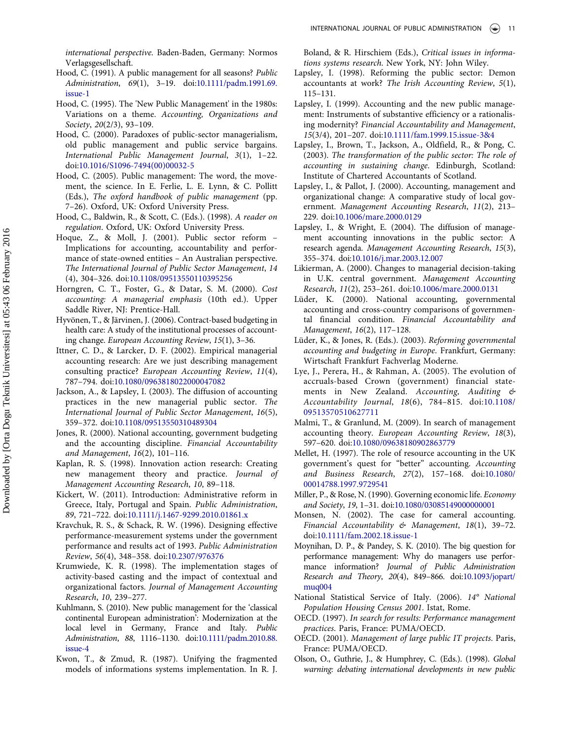*international perspective*. Baden-Baden, Germany: Normos Verlagsgesellschaft.

Hood, C. (1991). A public management for all seasons? *Public Administration*, *69*(1), 3–19. doi:10.1111/padm.1991.69.issue-1

Hood, C. (1995). The 'New Public Management' in the 1980s: Variations on a theme. *Accounting, Organizations and Society*, *20*(2/3), 93–109.

Hood, C. (2000). Paradoxes of public-sector managerialism, old public management and public service bargains. *International Public Management Journal*, *3*(1), 1–22. doi:10.1016/S1096-7494(00)00032-5

Hood, C. (2005). Public management: The word, the movement, the science. In E. Ferlie, L. E. Lynn, & C. Pollitt (Eds.), *The oxford handbook of public management* (pp. 7–26). Oxford, UK: Oxford University Press.

Hood, C., Baldwin, R., & Scott, C. (Eds.). (1998). *A reader on regulation*. Oxford, UK: Oxford University Press.

Hoque, Z., & Moll, J. (2001). Public sector reform – Implications for accounting, accountability and performance of state-owned entities – An Australian perspective. *The International Journal of Public Sector Management*, *14*(4), 304–326. doi:10.1108/09513550110395256

Horngren, C. T., Foster, G., & Datar, S. M. (2000). *Cost accounting: A managerial emphasis* (10th ed.). Upper Saddle River, NJ: Prentice-Hall.

Hyvönen, T., & Järvinen, J. (2006). Contract-based budgeting in health care: A study of the institutional processes of accounting change. *European Accounting Review*, *15*(1), 3–36.

Ittner, C. D., & Larcker, D. F. (2002). Empirical managerial accounting research: Are we just describing management consulting practice? *European Accounting Review*, *11*(4), 787–794. doi:10.1080/0963818022000047082

Jackson, A., & Lapsley, I. (2003). The diffusion of accounting practices in the new managerial public sector. *The International Journal of Public Sector Management*, *16*(5), 359–372. doi:10.1108/09513550310489304

Jones, R. (2000). National accounting, government budgeting and the accounting discipline. *Financial Accountability and Management*, *16*(2), 101–116.

Kaplan, R. S. (1998). Innovation action research: Creating new management theory and practice. *Journal of Management Accounting Research*, *10*, 89–118.

Kickert, W. (2011). Introduction: Administrative reform in Greece, Italy, Portugal and Spain. *Public Administration*, *89*, 721–722. doi:10.1111/j.1467-9299.2010.01861.x

Kravchuk, R. S., & Schack, R. W. (1996). Designing effective performance-measurement systems under the government performance and results act of 1993. *Public Administration Review*, *56*(4), 348–358. doi:10.2307/976376

Krumwiede, K. R. (1998). The implementation stages of activity-based casting and the impact of contextual and organizational factors. *Journal of Management Accounting Research*, *10*, 239–277.

Kuhlmann, S. (2010). New public management for the 'classical continental European administration': Modernization at the local level in Germany, France and Italy. *Public Administration*, *88*, 1116–1130. doi:10.1111/padm.2010.88.issue-4

Kwon, T., & Zmud, R. (1987). Unifying the fragmented models of informations systems implementation. In R. J. Boland, & R. Hirschiem (Eds.), *Critical issues in informations systems research*. New York, NY: John Wiley.

Lapsley, I. (1998). Reforming the public sector: Demon accountants at work? *The Irish Accounting Review*, *5*(1), 115–131.

Lapsley, I. (1999). Accounting and the new public management: Instruments of substantive efficiency or a rationalising modernity? *Financial Accountability and Management*, *15*(3/4), 201–207. doi:10.1111/fam.1999.15.issue-3&4

Lapsley, I., Brown, T., Jackson, A., Oldfield, R., & Pong, C. (2003). *The transformation of the public sector: The role of accounting in sustaining change*. Edinburgh, Scotland: Institute of Chartered Accountants of Scotland.

Lapsley, I., & Pallot, J. (2000). Accounting, management and organizational change: A comparative study of local government. *Management Accounting Research*, *11*(2), 213–229. doi:10.1006/mare.2000.0129

Lapsley, I., & Wright, E. (2004). The diffusion of management accounting innovations in the public sector: A research agenda. *Management Accounting Research*, *15*(3), 355–374. doi:10.1016/j.mar.2003.12.007

Likierman, A. (2000). Changes to managerial decision-taking in U.K. central government. *Management Accounting Research*, *11*(2), 253–261. doi:10.1006/mare.2000.0131

Lüder, K. (2000). National accounting, governmental accounting and cross-country comparisons of governmental financial condition. *Financial Accountability and Management*, *16*(2), 117–128.

Lüder, K., & Jones, R. (Eds.). (2003). *Reforming governmental accounting and budgeting in Europe*. Frankfurt, Germany: Wirtschaft Frankfurt Fachverlag Moderne.

Lye, J., Perera, H., & Rahman, A. (2005). The evolution of accruals-based Crown (government) financial statements in New Zealand. *Accounting, Auditing & Accountability Journal*, *18*(6), 784–815. doi:10.1108/09513570510627711

Malmi, T., & Granlund, M. (2009). In search of management accounting theory. *European Accounting Review*, *18*(3), 597–620. doi:10.1080/09638180902863779

Mellet, H. (1997). The role of resource accounting in the UK government's quest for "better" accounting. *Accounting and Business Research*, *27*(2), 157–168. doi:10.1080/00014788.1997.9729541

Miller, P., & Rose, N. (1990). Governing economic life. *Economy and Society*, *19*, 1–31. doi:10.1080/03085149000000001

Monsen, N. (2002). The case for cameral accounting. *Financial Accountability & Management*, *18*(1), 39–72. doi:10.1111/fam.2002.18.issue-1

Moynihan, D. P., & Pandey, S. K. (2010). The big question for performance management: Why do managers use performance information? *Journal of Public Administration Research and Theory*, *20*(4), 849–866. doi:10.1093/jopart/muq004

National Statistical Service of Italy. (2006). *14° National Population Housing Census 2001*. Istat, Rome.

OECD. (1997). *In search for results: Performance management practices*. Paris, France: PUMA/OECD.

OECD. (2001). *Management of large public IT projects*. Paris, France: PUMA/OECD.

Olson, O., Guthrie, J., & Humphrey, C. (Eds.). (1998). *Global warning: debating international developments in new public*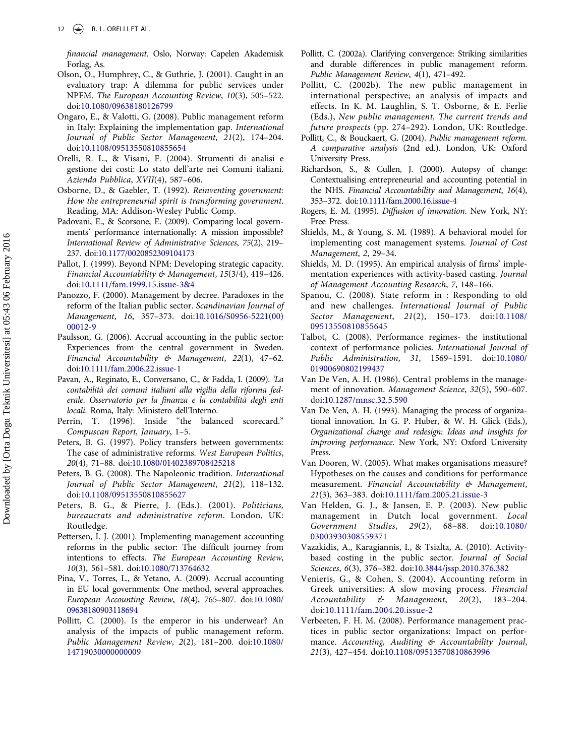financial management. Oslo, Norway: Capelen Akademisk Forlag, As.

Olson, O., Humphrey, C., & Guthrie, J. (2001). Caught in an evaluatory trap: A dilemma for public services under NPFM. *The European Accounting Review*, *10*(3), 505–522. doi:10.1080/09638180126799

Ongaro, E., & Valotti, G. (2008). Public management reform in Italy: Explaining the implementation gap. *International Journal of Public Sector Management*, *21*(2), 174–204. doi:10.1108/09513550810855654

Orelli, R. L., & Visani, F. (2004). Strumenti di analisi e gestione dei costi: Lo stato dell'arte nei Comuni italiani. *Azienda Pubblica*, *XVII*(4), 587–606.

Osborne, D., & Gaebler, T. (1992). *Reinventing government: How the entrepreneurial spirit is transforming government*. Reading, MA: Addison-Wesley Public Comp.

Padovani, E., & Scorsone, E. (2009). Comparing local governments' performance internationally: A mission impossible? *International Review of Administrative Sciences*, *75*(2), 219–237. doi:10.1177/0020852309104173

Pallot, J. (1999). Beyond NPM: Developing strategic capacity. *Financial Accountability & Management*, *15*(3/4), 419–426. doi:10.1111/fam.1999.15.issue-3&4

Panozzo, F. (2000). Management by decree. Paradoxes in the reform of the Italian public sector. *Scandinavian Journal of Management*, *16*, 357–373. doi:10.1016/S0956-5221(00)00012-9

Paulsson, G. (2006). Accrual accounting in the public sector: Experiences from the central government in Sweden. *Financial Accountability & Management*, *22*(1), 47–62. doi:10.1111/fam.2006.22.issue-1

Pavan, A., Reginato, E., Conversano, C., & Fadda, I. (2009). *'La contabilità dei comuni italiani alla vigilia della riforma federale. Osservatorio per la finanza e la contabilità degli enti locali*. Roma, Italy: Ministero dell'Interno.

Perrin, T. (1996). Inside "the balanced scorecard." *Compuscan Report, January*, 1–5.

Peters, B. G. (1997). Policy transfers between governments: The case of administrative reforms. *West European Politics*, *20*(4), 71–88. doi:10.1080/01402389708425218

Peters, B. G. (2008). The Napoleonic tradition. *International Journal of Public Sector Management*, *21*(2), 118–132. doi:10.1108/09513550810855627

Peters, B. G., & Pierre, J. (Eds.). (2001). *Politicians, bureaucrats and administrative reform*. London, UK: Routledge.

Pettersen, I. J. (2001). Implementing management accounting reforms in the public sector: The difficult journey from intentions to effects. *The European Accounting Review*, *10*(3), 561–581. doi:10.1080/713764632

Pina, V., Torres, L., & Yetano, A. (2009). Accrual accounting in EU local governments: One method, several approaches. *European Accounting Review*, *18*(4), 765–807. doi:10.1080/09638180903118694

Pollitt, C. (2000). Is the emperor in his underwear? An analysis of the impacts of public management reform. *Public Management Review*, *2*(2), 181–200. doi:10.1080/14719030000000009

Pollitt, C. (2002a). Clarifying convergence: Striking similarities and durable differences in public management reform. *Public Management Review*, *4*(1), 471–492.

Pollitt, C. (2002b). The new public management in international perspective; an analysis of impacts and effects. In K. M. Laughlin, S. T. Osborne, & E. Ferlie (Eds.), *New public management, The current trends and future prospects* (pp. 274–292). London, UK: Routledge.

Pollitt, C., & Bouckaert, G. (2004). *Public management reform. A comparative analysis* (2nd ed.). London, UK: Oxford University Press.

Richardson, S., & Cullen, J. (2000). Autopsy of change: Contextualising entrepreneurial and accounting potential in the NHS. *Financial Accountability and Management*, *16*(4), 353–372. doi:10.1111/fam.2000.16.issue-4

Rogers, E. M. (1995). *Diffusion of innovation*. New York, NY: Free Press.

Shields, M., & Young, S. M. (1989). A behavioral model for implementing cost management systems. *Journal of Cost Management*, *2*, 29–34.

Shields, M. D. (1995). An empirical analysis of firms' implementation experiences with activity-based casting. *Journal of Management Accounting Research*, *7*, 148–166.

Spanou, C. (2008). State reform in : Responding to old and new challenges. *International Journal of Public Sector Management*, *21*(2), 150–173. doi:10.1108/09513550810855645

Talbot, C. (2008). Performance regimes- the institutional context of performance policies. *International Journal of Public Administration*, *31*, 1569–1591. doi:10.1080/01900690802199437

Van De Ven, A. H. (1986). Centra1 problems in the management of innovation. *Management Science*, *32*(5), 590–607. doi:10.1287/mnsc.32.5.590

Van De Ven, A. H. (1993). Managing the process of organizational innovation. In G. P. Huber, & W. H. Glick (Eds.), *Organizational change and redesign: Ideas and insights for improving performance*. New York, NY: Oxford University Press.

Van Dooren, W. (2005). What makes organisations measure? Hypotheses on the causes and conditions for performance measurement. *Financial Accountability & Management*, *21*(3), 363–383. doi:10.1111/fam.2005.21.issue-3

Van Helden, G. J., & Jansen, E. P. (2003). New public management in Dutch local government. *Local Government Studies*, *29*(2), 68–88. doi:10.1080/03003930308559371

Vazakidis, A., Karagiannis, I., & Tsialta, A. (2010). Activity-based costing in the public sector. *Journal of Social Sciences*, *6*(3), 376–382. doi:10.3844/jssp.2010.376.382

Venieris, G., & Cohen, S. (2004). Accounting reform in Greek universities: A slow moving process. *Financial Accountability & Management*, *20*(2), 183–204. doi:10.1111/fam.2004.20.issue-2

Verbeeten, F. H. M. (2008). Performance management practices in public sector organizations: Impact on performance. *Accounting, Auditing & Accountability Journal*, *21*(3), 427–454. doi:10.1108/09513570810863996